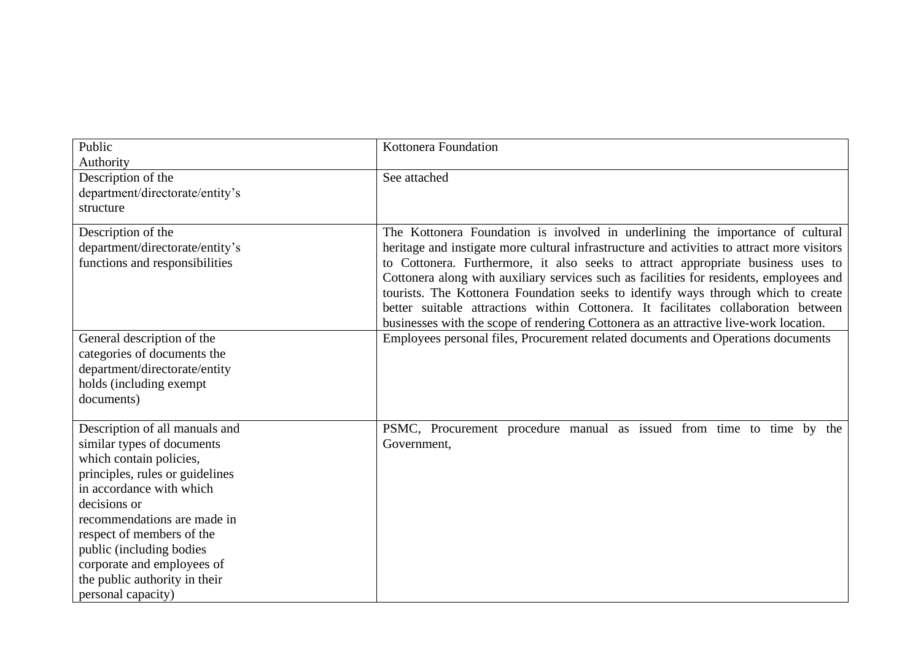| Public Authority | Kottonera Foundation |
|---|---|
| Description of the department/directorate/entity's structure | See attached |
| Description of the department/directorate/entity's functions and responsibilities | The Kottonera Foundation is involved in underlining the importance of cultural heritage and instigate more cultural infrastructure and activities to attract more visitors to Cottonera. Furthermore, it also seeks to attract appropriate business uses to Cottonera along with auxiliary services such as facilities for residents, employees and tourists. The Kottonera Foundation seeks to identify ways through which to create better suitable attractions within Cottonera. It facilitates collaboration between businesses with the scope of rendering Cottonera as an attractive live-work location. |
| General description of the categories of documents the department/directorate/entity holds (including exempt documents) | Employees personal files, Procurement related documents and Operations documents |
| Description of all manuals and similar types of documents which contain policies, principles, rules or guidelines in accordance with which decisions or recommendations are made in respect of members of the public (including bodies corporate and employees of the public authority in their personal capacity) | PSMC, Procurement procedure manual as issued from time to time by the Government, |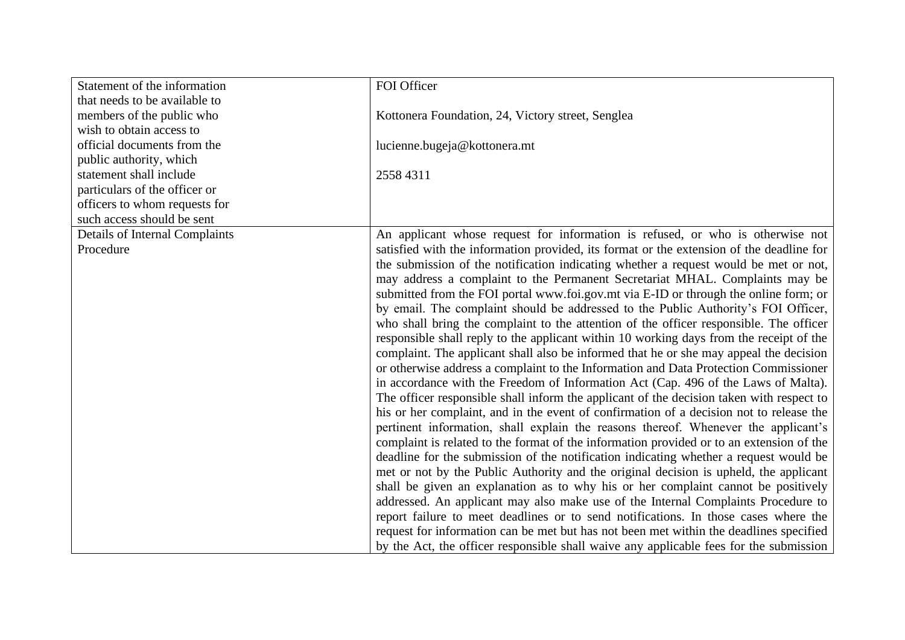| | |
|---|---|
| Statement of the information that needs to be available to members of the public who wish to obtain access to official documents from the public authority, which statement shall include particulars of the officer or officers to whom requests for such access should be sent | FOI Officer<br><br>Kottonera Foundation, 24, Victory street, Senglea<br><br>lucienne.bugeja@kottonera.mt<br><br>2558 4311 |
| Details of Internal Complaints Procedure | An applicant whose request for information is refused, or who is otherwise not satisfied with the information provided, its format or the extension of the deadline for the submission of the notification indicating whether a request would be met or not, may address a complaint to the Permanent Secretariat MHAL. Complaints may be submitted from the FOI portal www.foi.gov.mt via E-ID or through the online form; or by email. The complaint should be addressed to the Public Authority's FOI Officer, who shall bring the complaint to the attention of the officer responsible. The officer responsible shall reply to the applicant within 10 working days from the receipt of the complaint. The applicant shall also be informed that he or she may appeal the decision or otherwise address a complaint to the Information and Data Protection Commissioner in accordance with the Freedom of Information Act (Cap. 496 of the Laws of Malta). The officer responsible shall inform the applicant of the decision taken with respect to his or her complaint, and in the event of confirmation of a decision not to release the pertinent information, shall explain the reasons thereof. Whenever the applicant's complaint is related to the format of the information provided or to an extension of the deadline for the submission of the notification indicating whether a request would be met or not by the Public Authority and the original decision is upheld, the applicant shall be given an explanation as to why his or her complaint cannot be positively addressed. An applicant may also make use of the Internal Complaints Procedure to report failure to meet deadlines or to send notifications. In those cases where the request for information can be met but has not been met within the deadlines specified by the Act, the officer responsible shall waive any applicable fees for the submission |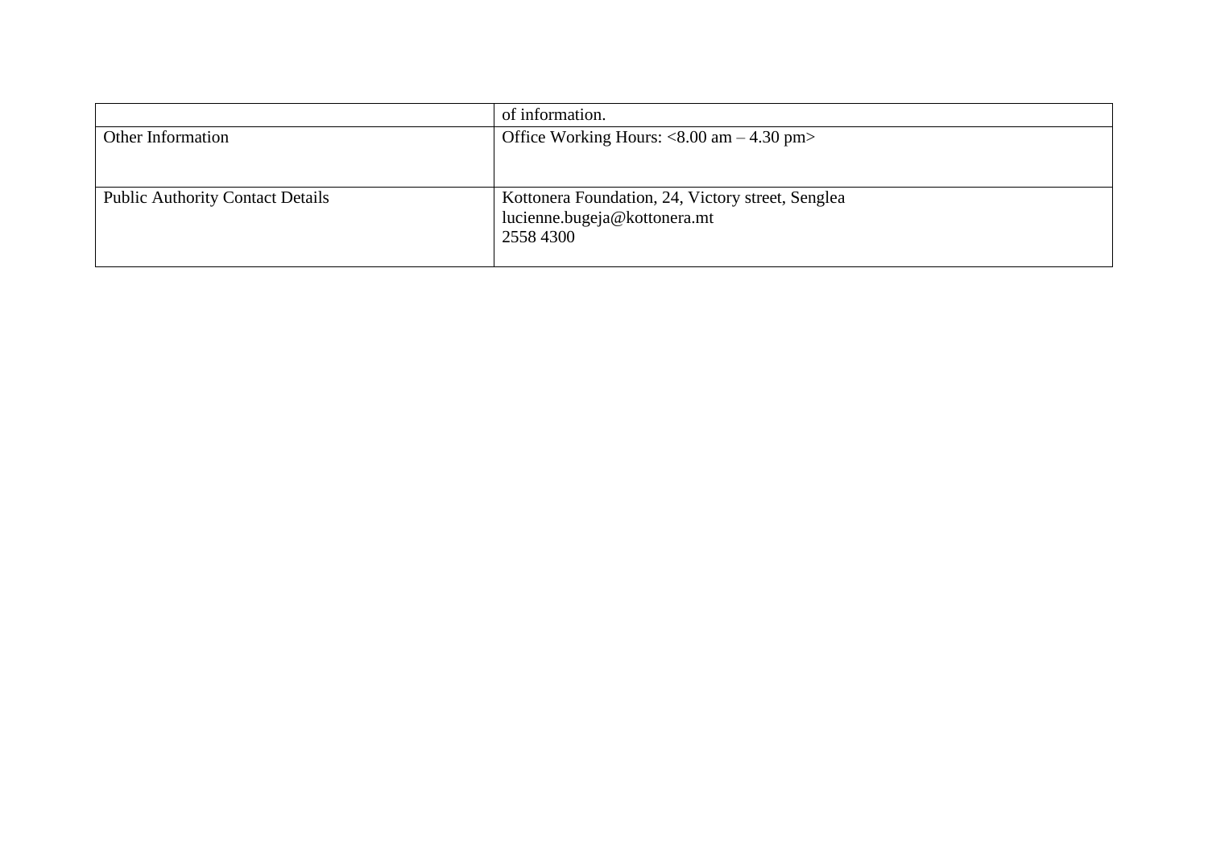| | |
|---|---|
| | of information. |
| Other Information | Office Working Hours: <8.00 am – 4.30 pm> |
| Public Authority Contact Details | Kottonera Foundation, 24, Victory street, Senglea<br>lucienne.bugeja@kottonera.mt<br>2558 4300 |